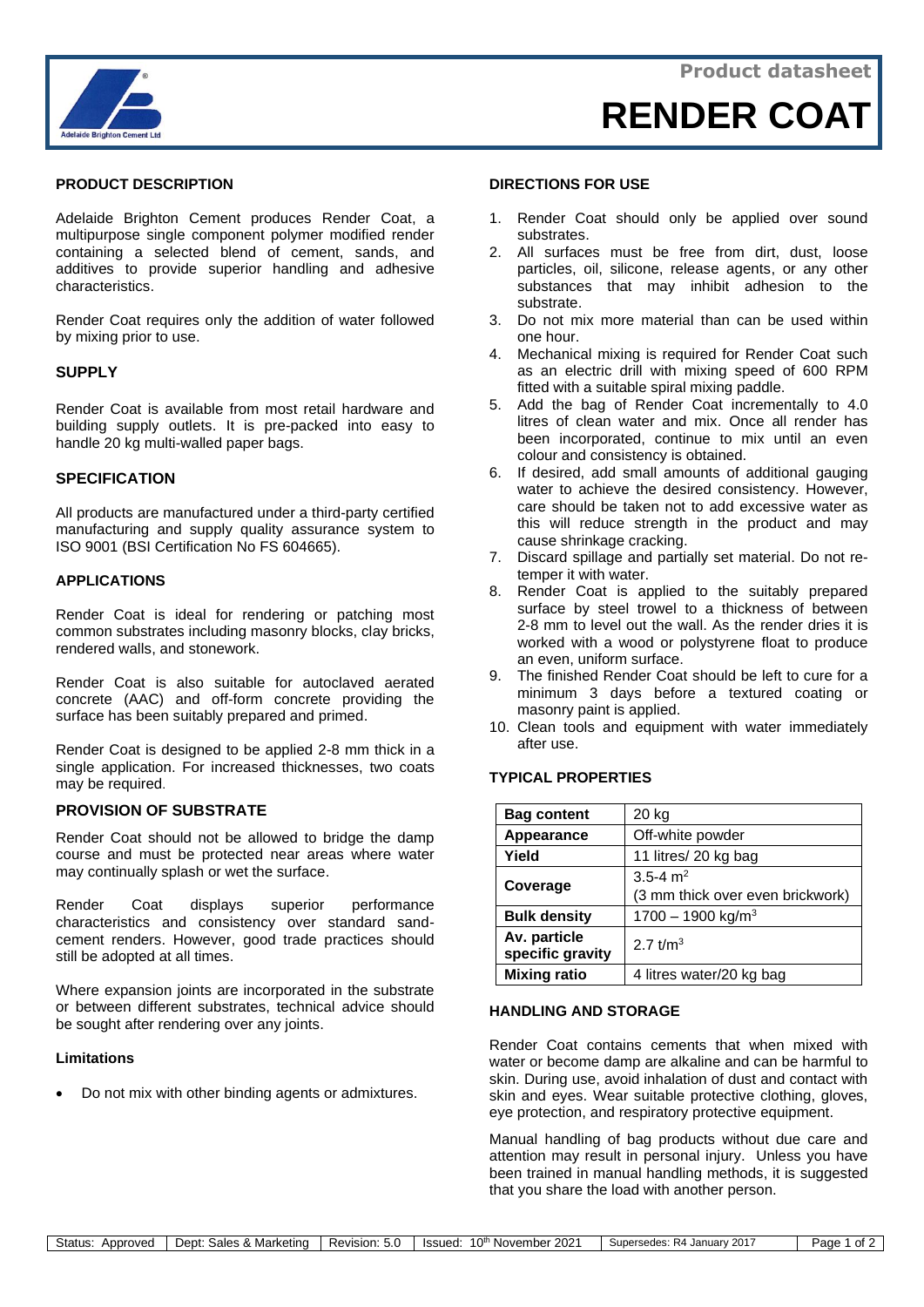Product datasheet

# RENDER COAT

## PRODUCT DESCRIPTION

Adelaide Brighton Cement produces Render Coat, a multipurpose single component polymer modified render containing a selected blend of cement, sands, and additives to provide superior handling and adhesive characteristics.

Render Coat requires only the addition of water followed by mixing prior to use.

## SUPPLY

Render Coat is available from most retail hardware and building supply outlets. It is pre-packed into easy to handle 20 kg multi-walled paper bags.

## SPECIFICATION

All products are manufactured under a third-party certified manufacturing and supply quality assurance system to ISO 9001 (BSI Certification No FS 604665).

## APPLICATIONS

Render Coat is ideal for rendering or patching most common substrates including masonry blocks, clay bricks, rendered walls, and stonework.

Render Coat is also suitable for autoclaved aerated concrete (AAC) and off-form concrete providing the surface has been suitably prepared and primed.

Render Coat is designed to be applied 2-8 mm thick in a single application. For increased thicknesses, two coats may be required.

## PROVISION OF SUBSTRATE

Render Coat should not be allowed to bridge the damp course and must be protected near areas where water may continually splash or wet the surface.

Render Coat displays superior performance characteristics and consistency over standard sand-cement renders. However, good trade practices should still be adopted at all times.

Where expansion joints are incorporated in the substrate or between different substrates, technical advice should be sought after rendering over any joints.

### Limitations

- Do not mix with other binding agents or admixtures.

## DIRECTIONS FOR USE

1. Render Coat should only be applied over sound substrates.
2. All surfaces must be free from dirt, dust, loose particles, oil, silicone, release agents, or any other substances that may inhibit adhesion to the substrate.
3. Do not mix more material than can be used within one hour.
4. Mechanical mixing is required for Render Coat such as an electric drill with mixing speed of 600 RPM fitted with a suitable spiral mixing paddle.
5. Add the bag of Render Coat incrementally to 4.0 litres of clean water and mix. Once all render has been incorporated, continue to mix until an even colour and consistency is obtained.
6. If desired, add small amounts of additional gauging water to achieve the desired consistency. However, care should be taken not to add excessive water as this will reduce strength in the product and may cause shrinkage cracking.
7. Discard spillage and partially set material. Do not re-temper it with water.
8. Render Coat is applied to the suitably prepared surface by steel trowel to a thickness of between 2-8 mm to level out the wall. As the render dries it is worked with a wood or polystyrene float to produce an even, uniform surface.
9. The finished Render Coat should be left to cure for a minimum 3 days before a textured coating or masonry paint is applied.
10. Clean tools and equipment with water immediately after use.

## TYPICAL PROPERTIES

| | |
|---|---|
| **Bag content** | 20 kg |
| **Appearance** | Off-white powder |
| **Yield** | 11 litres/ 20 kg bag |
| **Coverage** | 3.5-4 $m^2$ (3 mm thick over even brickwork) |
| **Bulk density** | 1700 – 1900 $kg/m^3$ |
| **Av. particle specific gravity** | 2.7 $t/m^3$ |
| **Mixing ratio** | 4 litres water/20 kg bag |

## HANDLING AND STORAGE

Render Coat contains cements that when mixed with water or become damp are alkaline and can be harmful to skin. During use, avoid inhalation of dust and contact with skin and eyes. Wear suitable protective clothing, gloves, eye protection, and respiratory protective equipment.

Manual handling of bag products without due care and attention may result in personal injury. Unless you have been trained in manual handling methods, it is suggested that you share the load with another person.

| Status: Approved | Dept: Sales & Marketing | Revision: 5.0 | Issued: 10th November 2021 | Supersedes: R4 January 2017 |
|---|---|---|---|---|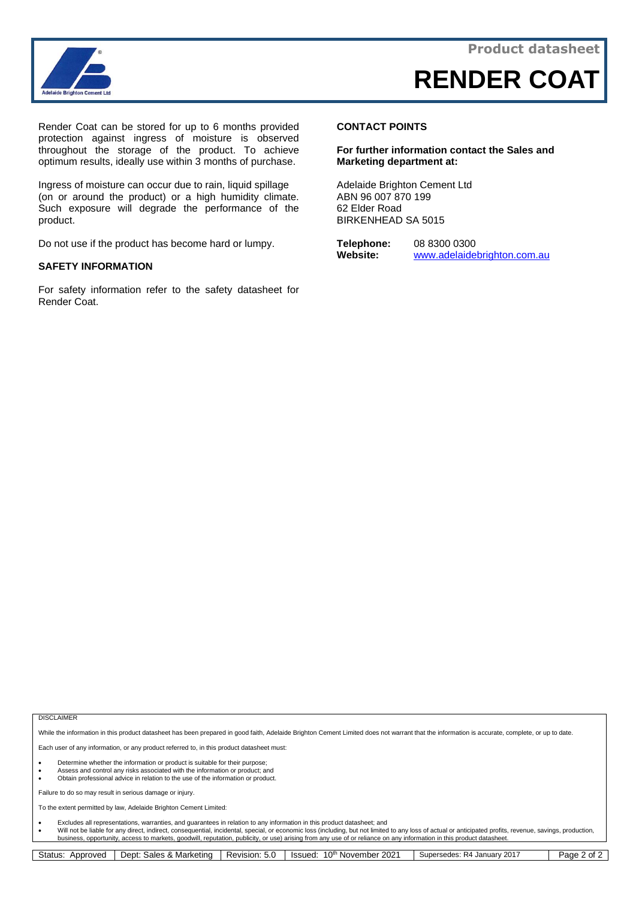Render Coat can be stored for up to 6 months provided protection against ingress of moisture is observed throughout the storage of the product. To achieve optimum results, ideally use within 3 months of purchase.

Ingress of moisture can occur due to rain, liquid spillage (on or around the product) or a high humidity climate. Such exposure will degrade the performance of the product.

Do not use if the product has become hard or lumpy.

## SAFETY INFORMATION

For safety information refer to the safety datasheet for Render Coat.

## CONTACT POINTS

**For further information contact the Sales and Marketing department at:**

Adelaide Brighton Cement Ltd
ABN 96 007 870 199
62 Elder Road
BIRKENHEAD SA 5015

**Telephone:** 08 8300 0300
**Website:** www.adelaidebrighton.com.au

DISCLAIMER

While the information in this product datasheet has been prepared in good faith, Adelaide Brighton Cement Limited does not warrant that the information is accurate, complete, or up to date.

Each user of any information, or any product referred to, in this product datasheet must:

- Determine whether the information or product is suitable for their purpose;
- Assess and control any risks associated with the information or product; and
- Obtain professional advice in relation to the use of the information or product.

Failure to do so may result in serious damage or injury.

To the extent permitted by law, Adelaide Brighton Cement Limited:

- Excludes all representations, warranties, and guarantees in relation to any information in this product datasheet; and
- Will not be liable for any direct, indirect, consequential, incidental, special, or economic loss (including, but not limited to any loss of actual or anticipated profits, revenue, savings, production, business, opportunity, access to markets, goodwill, reputation, publicity, or use) arising from any use of or reliance on any information in this product datasheet.

| | | | | |
|---|---|---|---|---|
| Status: Approved | Dept: Sales & Marketing | Revision: 5.0 | Issued: 10th November 2021 | Supersedes: R4 January 2017 |